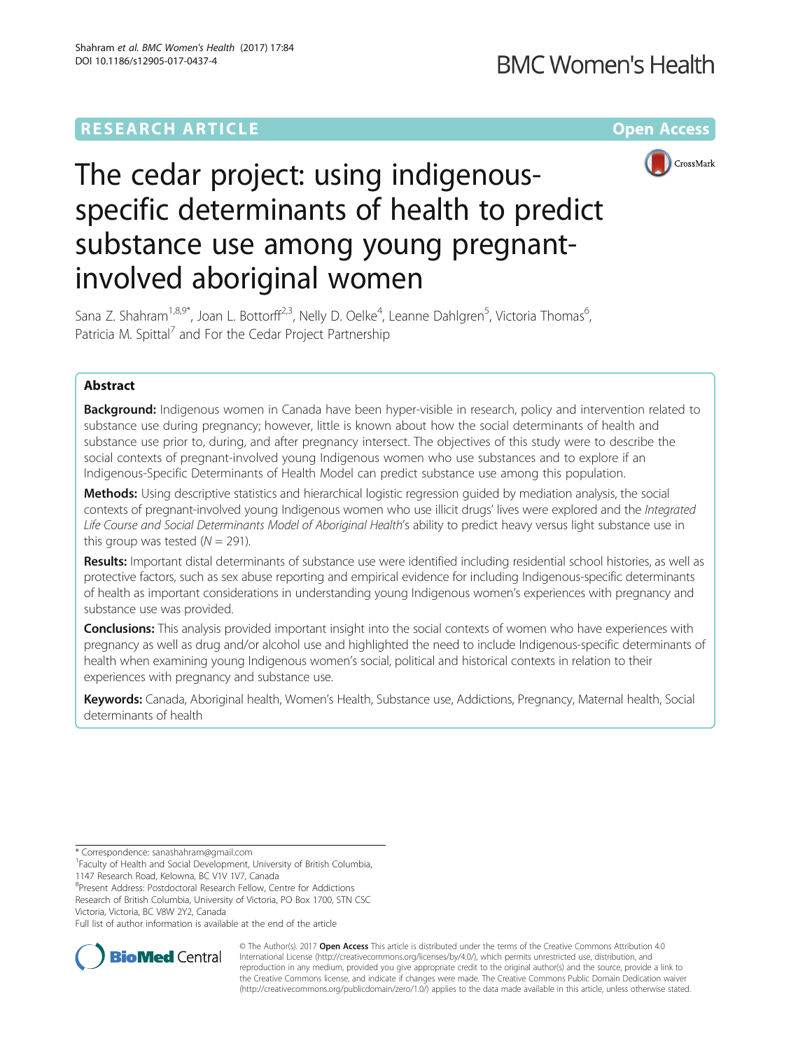RESEARCH ARTICLE

Open Access

# The cedar project: using indigenous-specific determinants of health to predict substance use among young pregnant-involved aboriginal women

Sana Z. Shahram[1,8,9*], Joan L. Bottorff[2,3], Nelly D. Oelke[4], Leanne Dahlgren[5], Victoria Thomas[6], Patricia M. Spittal[7] and For the Cedar Project Partnership

## Abstract

**Background:** Indigenous women in Canada have been hyper-visible in research, policy and intervention related to substance use during pregnancy; however, little is known about how the social determinants of health and substance use prior to, during, and after pregnancy intersect. The objectives of this study were to describe the social contexts of pregnant-involved young Indigenous women who use substances and to explore if an Indigenous-Specific Determinants of Health Model can predict substance use among this population.

**Methods:** Using descriptive statistics and hierarchical logistic regression guided by mediation analysis, the social contexts of pregnant-involved young Indigenous women who use illicit drugs' lives were explored and the *Integrated Life Course and Social Determinants Model of Aboriginal Health*'s ability to predict heavy versus light substance use in this group was tested ($N = 291$).

**Results:** Important distal determinants of substance use were identified including residential school histories, as well as protective factors, such as sex abuse reporting and empirical evidence for including Indigenous-specific determinants of health as important considerations in understanding young Indigenous women's experiences with pregnancy and substance use was provided.

**Conclusions:** This analysis provided important insight into the social contexts of women who have experiences with pregnancy as well as drug and/or alcohol use and highlighted the need to include Indigenous-specific determinants of health when examining young Indigenous women's social, political and historical contexts in relation to their experiences with pregnancy and substance use.

**Keywords:** Canada, Aboriginal health, Women's Health, Substance use, Addictions, Pregnancy, Maternal health, Social determinants of health

* Correspondence: sanashahram@gmail.com
[1]Faculty of Health and Social Development, University of British Columbia, 1147 Research Road, Kelowna, BC V1V 1V7, Canada
[8]Present Address: Postdoctoral Research Fellow, Centre for Addictions Research of British Columbia, University of Victoria, PO Box 1700, STN CSC Victoria, Victoria, BC V8W 2Y2, Canada
Full list of author information is available at the end of the article

© The Author(s). 2017 **Open Access** This article is distributed under the terms of the Creative Commons Attribution 4.0 International License (http://creativecommons.org/licenses/by/4.0/), which permits unrestricted use, distribution, and reproduction in any medium, provided you give appropriate credit to the original author(s) and the source, provide a link to the Creative Commons license, and indicate if changes were made. The Creative Commons Public Domain Dedication waiver (http://creativecommons.org/publicdomain/zero/1.0/) applies to the data made available in this article, unless otherwise stated.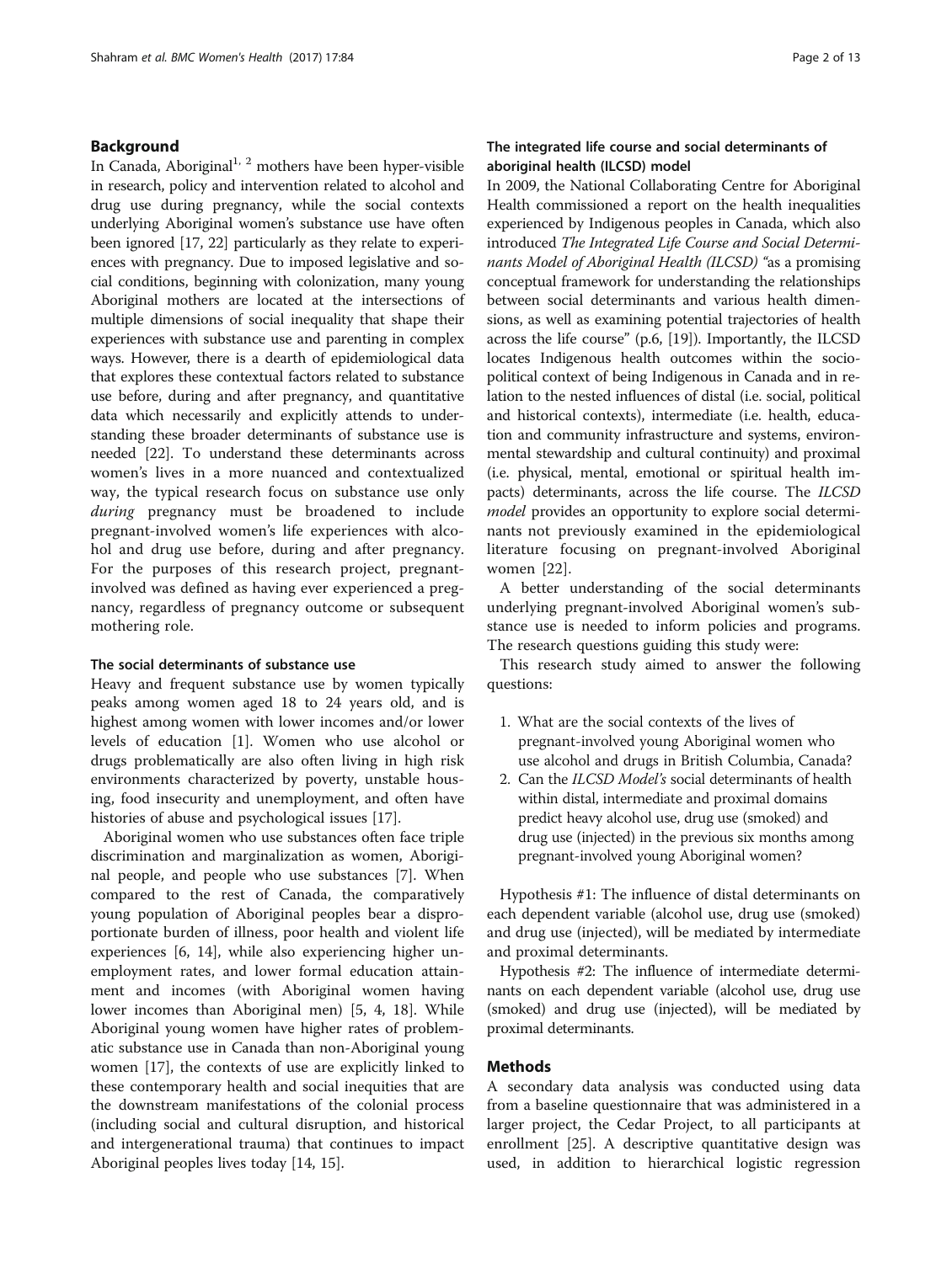## Background

In Canada, Aboriginal[1, 2] mothers have been hyper-visible in research, policy and intervention related to alcohol and drug use during pregnancy, while the social contexts underlying Aboriginal women's substance use have often been ignored [17, 22] particularly as they relate to experiences with pregnancy. Due to imposed legislative and social conditions, beginning with colonization, many young Aboriginal mothers are located at the intersections of multiple dimensions of social inequality that shape their experiences with substance use and parenting in complex ways. However, there is a dearth of epidemiological data that explores these contextual factors related to substance use before, during and after pregnancy, and quantitative data which necessarily and explicitly attends to understanding these broader determinants of substance use is needed [22]. To understand these determinants across women's lives in a more nuanced and contextualized way, the typical research focus on substance use only *during* pregnancy must be broadened to include pregnant-involved women's life experiences with alcohol and drug use before, during and after pregnancy. For the purposes of this research project, pregnant-involved was defined as having ever experienced a pregnancy, regardless of pregnancy outcome or subsequent mothering role.

### The social determinants of substance use

Heavy and frequent substance use by women typically peaks among women aged 18 to 24 years old, and is highest among women with lower incomes and/or lower levels of education [1]. Women who use alcohol or drugs problematically are also often living in high risk environments characterized by poverty, unstable housing, food insecurity and unemployment, and often have histories of abuse and psychological issues [17].

Aboriginal women who use substances often face triple discrimination and marginalization as women, Aboriginal people, and people who use substances [7]. When compared to the rest of Canada, the comparatively young population of Aboriginal peoples bear a disproportionate burden of illness, poor health and violent life experiences [6, 14], while also experiencing higher unemployment rates, and lower formal education attainment and incomes (with Aboriginal women having lower incomes than Aboriginal men) [5, 4, 18]. While Aboriginal young women have higher rates of problematic substance use in Canada than non-Aboriginal young women [17], the contexts of use are explicitly linked to these contemporary health and social inequities that are the downstream manifestations of the colonial process (including social and cultural disruption, and historical and intergenerational trauma) that continues to impact Aboriginal peoples lives today [14, 15].

### The integrated life course and social determinants of aboriginal health (ILCSD) model

In 2009, the National Collaborating Centre for Aboriginal Health commissioned a report on the health inequalities experienced by Indigenous peoples in Canada, which also introduced *The Integrated Life Course and Social Determinants Model of Aboriginal Health (ILCSD)* "as a promising conceptual framework for understanding the relationships between social determinants and various health dimensions, as well as examining potential trajectories of health across the life course" (p.6, [19]). Importantly, the ILCSD locates Indigenous health outcomes within the sociopolitical context of being Indigenous in Canada and in relation to the nested influences of distal (i.e. social, political and historical contexts), intermediate (i.e. health, education and community infrastructure and systems, environmental stewardship and cultural continuity) and proximal (i.e. physical, mental, emotional or spiritual health impacts) determinants, across the life course. The *ILCSD model* provides an opportunity to explore social determinants not previously examined in the epidemiological literature focusing on pregnant-involved Aboriginal women [22].

A better understanding of the social determinants underlying pregnant-involved Aboriginal women's substance use is needed to inform policies and programs. The research questions guiding this study were:

This research study aimed to answer the following questions:

1. What are the social contexts of the lives of pregnant-involved young Aboriginal women who use alcohol and drugs in British Columbia, Canada?
2. Can the *ILCSD Model's* social determinants of health within distal, intermediate and proximal domains predict heavy alcohol use, drug use (smoked) and drug use (injected) in the previous six months among pregnant-involved young Aboriginal women?

Hypothesis #1: The influence of distal determinants on each dependent variable (alcohol use, drug use (smoked) and drug use (injected), will be mediated by intermediate and proximal determinants.

Hypothesis #2: The influence of intermediate determinants on each dependent variable (alcohol use, drug use (smoked) and drug use (injected), will be mediated by proximal determinants.

## Methods

A secondary data analysis was conducted using data from a baseline questionnaire that was administered in a larger project, the Cedar Project, to all participants at enrollment [25]. A descriptive quantitative design was used, in addition to hierarchical logistic regression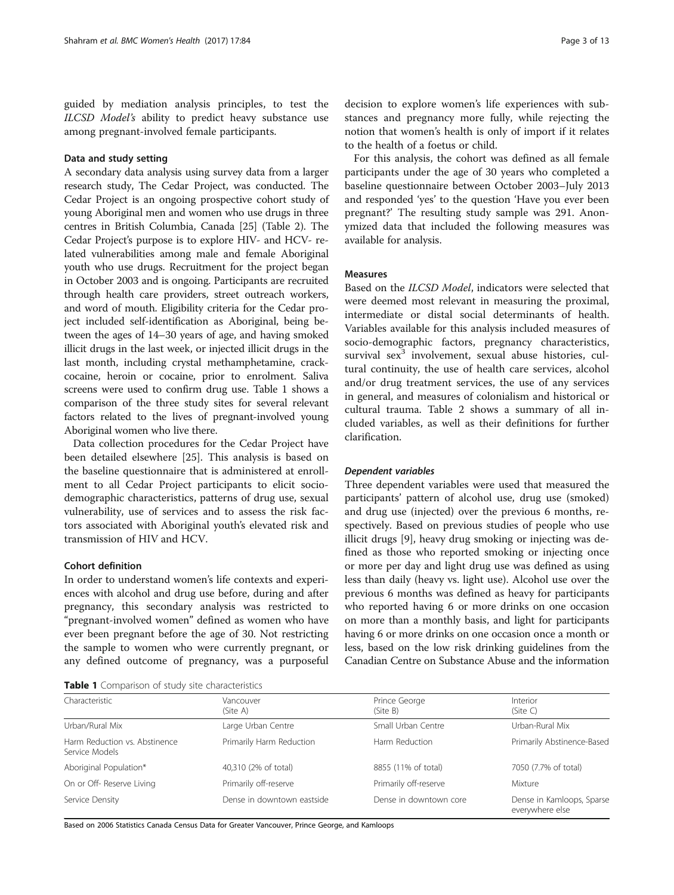guided by mediation analysis principles, to test the *ILCSD Model's* ability to predict heavy substance use among pregnant-involved female participants.

### Data and study setting

A secondary data analysis using survey data from a larger research study, The Cedar Project, was conducted. The Cedar Project is an ongoing prospective cohort study of young Aboriginal men and women who use drugs in three centres in British Columbia, Canada [25] (Table 2). The Cedar Project's purpose is to explore HIV- and HCV- related vulnerabilities among male and female Aboriginal youth who use drugs. Recruitment for the project began in October 2003 and is ongoing. Participants are recruited through health care providers, street outreach workers, and word of mouth. Eligibility criteria for the Cedar project included self-identification as Aboriginal, being between the ages of 14–30 years of age, and having smoked illicit drugs in the last week, or injected illicit drugs in the last month, including crystal methamphetamine, crack-cocaine, heroin or cocaine, prior to enrolment. Saliva screens were used to confirm drug use. Table 1 shows a comparison of the three study sites for several relevant factors related to the lives of pregnant-involved young Aboriginal women who live there.

Data collection procedures for the Cedar Project have been detailed elsewhere [25]. This analysis is based on the baseline questionnaire that is administered at enrollment to all Cedar Project participants to elicit sociodemographic characteristics, patterns of drug use, sexual vulnerability, use of services and to assess the risk factors associated with Aboriginal youth's elevated risk and transmission of HIV and HCV.

### Cohort definition

In order to understand women's life contexts and experiences with alcohol and drug use before, during and after pregnancy, this secondary analysis was restricted to "pregnant-involved women" defined as women who have ever been pregnant before the age of 30. Not restricting the sample to women who were currently pregnant, or any defined outcome of pregnancy, was a purposeful decision to explore women's life experiences with substances and pregnancy more fully, while rejecting the notion that women's health is only of import if it relates to the health of a foetus or child.

For this analysis, the cohort was defined as all female participants under the age of 30 years who completed a baseline questionnaire between October 2003–July 2013 and responded 'yes' to the question 'Have you ever been pregnant?' The resulting study sample was 291. Anonymized data that included the following measures was available for analysis.

### Measures

Based on the *ILCSD Model*, indicators were selected that were deemed most relevant in measuring the proximal, intermediate or distal social determinants of health. Variables available for this analysis included measures of socio-demographic factors, pregnancy characteristics, survival sex[3] involvement, sexual abuse histories, cultural continuity, the use of health care services, alcohol and/or drug treatment services, the use of any services in general, and measures of colonialism and historical or cultural trauma. Table 2 shows a summary of all included variables, as well as their definitions for further clarification.

#### *Dependent variables*

Three dependent variables were used that measured the participants' pattern of alcohol use, drug use (smoked) and drug use (injected) over the previous 6 months, respectively. Based on previous studies of people who use illicit drugs [9], heavy drug smoking or injecting was defined as those who reported smoking or injecting once or more per day and light drug use was defined as using less than daily (heavy vs. light use). Alcohol use over the previous 6 months was defined as heavy for participants who reported having 6 or more drinks on one occasion on more than a monthly basis, and light for participants having 6 or more drinks on one occasion once a month or less, based on the low risk drinking guidelines from the Canadian Centre on Substance Abuse and the information

**Table 1** Comparison of study site characteristics

| Characteristic | Vancouver (Site A) | Prince George (Site B) | Interior (Site C) |
|---|---|---|---|
| Urban/Rural Mix | Large Urban Centre | Small Urban Centre | Urban-Rural Mix |
| Harm Reduction vs. Abstinence Service Models | Primarily Harm Reduction | Harm Reduction | Primarily Abstinence-Based |
| Aboriginal Population* | 40,310 (2% of total) | 8855 (11% of total) | 7050 (7.7% of total) |
| On or Off- Reserve Living | Primarily off-reserve | Primarily off-reserve | Mixture |
| Service Density | Dense in downtown eastside | Dense in downtown core | Dense in Kamloops, Sparse everywhere else |

Based on 2006 Statistics Canada Census Data for Greater Vancouver, Prince George, and Kamloops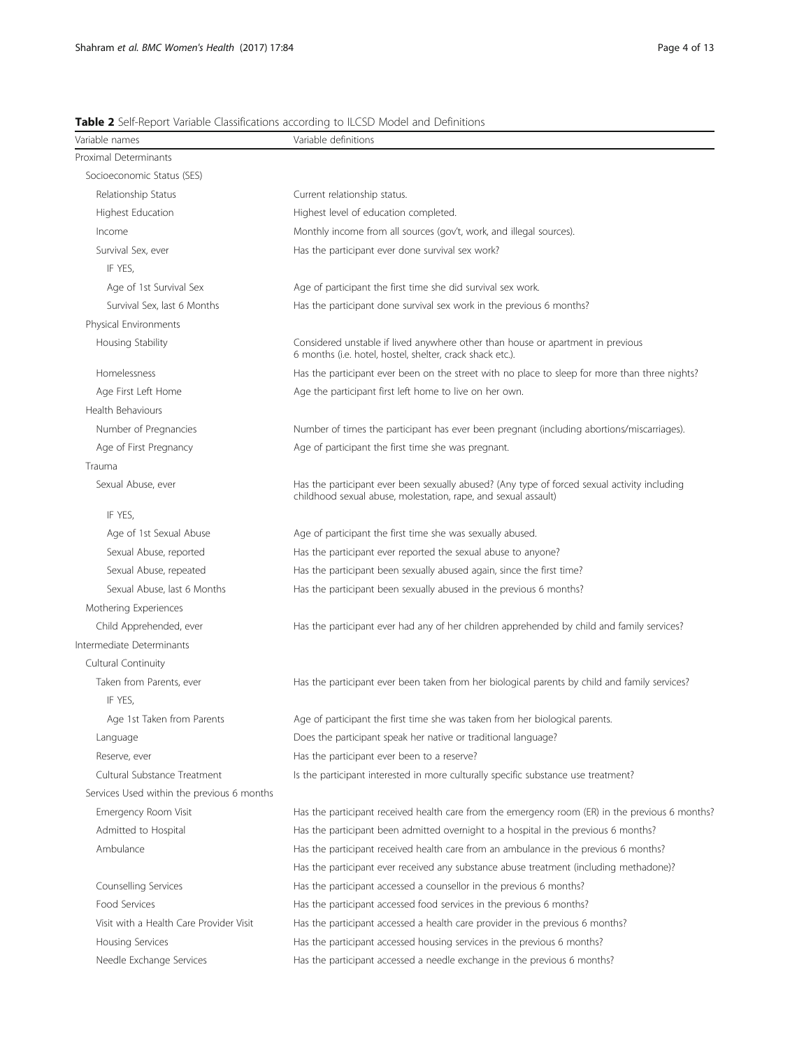**Table 2** Self-Report Variable Classifications according to ILCSD Model and Definitions

| Variable names | Variable definitions |
|---|---|
| Proximal Determinants | |
| Socioeconomic Status (SES) | |
| Relationship Status | Current relationship status. |
| Highest Education | Highest level of education completed. |
| Income | Monthly income from all sources (gov't, work, and illegal sources). |
| Survival Sex, ever | Has the participant ever done survival sex work? |
| IF YES, | |
| Age of 1st Survival Sex | Age of participant the first time she did survival sex work. |
| Survival Sex, last 6 Months | Has the participant done survival sex work in the previous 6 months? |
| Physical Environments | |
| Housing Stability | Considered unstable if lived anywhere other than house or apartment in previous 6 months (i.e. hotel, hostel, shelter, crack shack etc.). |
| Homelessness | Has the participant ever been on the street with no place to sleep for more than three nights? |
| Age First Left Home | Age the participant first left home to live on her own. |
| Health Behaviours | |
| Number of Pregnancies | Number of times the participant has ever been pregnant (including abortions/miscarriages). |
| Age of First Pregnancy | Age of participant the first time she was pregnant. |
| Trauma | |
| Sexual Abuse, ever | Has the participant ever been sexually abused? (Any type of forced sexual activity including childhood sexual abuse, molestation, rape, and sexual assault) |
| IF YES, | |
| Age of 1st Sexual Abuse | Age of participant the first time she was sexually abused. |
| Sexual Abuse, reported | Has the participant ever reported the sexual abuse to anyone? |
| Sexual Abuse, repeated | Has the participant been sexually abused again, since the first time? |
| Sexual Abuse, last 6 Months | Has the participant been sexually abused in the previous 6 months? |
| Mothering Experiences | |
| Child Apprehended, ever | Has the participant ever had any of her children apprehended by child and family services? |
| Intermediate Determinants | |
| Cultural Continuity | |
| Taken from Parents, ever | Has the participant ever been taken from her biological parents by child and family services? |
| IF YES, | |
| Age 1st Taken from Parents | Age of participant the first time she was taken from her biological parents. |
| Language | Does the participant speak her native or traditional language? |
| Reserve, ever | Has the participant ever been to a reserve? |
| Cultural Substance Treatment | Is the participant interested in more culturally specific substance use treatment? |
| Services Used within the previous 6 months | |
| Emergency Room Visit | Has the participant received health care from the emergency room (ER) in the previous 6 months? |
| Admitted to Hospital | Has the participant been admitted overnight to a hospital in the previous 6 months? |
| Ambulance | Has the participant received health care from an ambulance in the previous 6 months? |
| | Has the participant ever received any substance abuse treatment (including methadone)? |
| Counselling Services | Has the participant accessed a counsellor in the previous 6 months? |
| Food Services | Has the participant accessed food services in the previous 6 months? |
| Visit with a Health Care Provider Visit | Has the participant accessed a health care provider in the previous 6 months? |
| Housing Services | Has the participant accessed housing services in the previous 6 months? |
| Needle Exchange Services | Has the participant accessed a needle exchange in the previous 6 months? |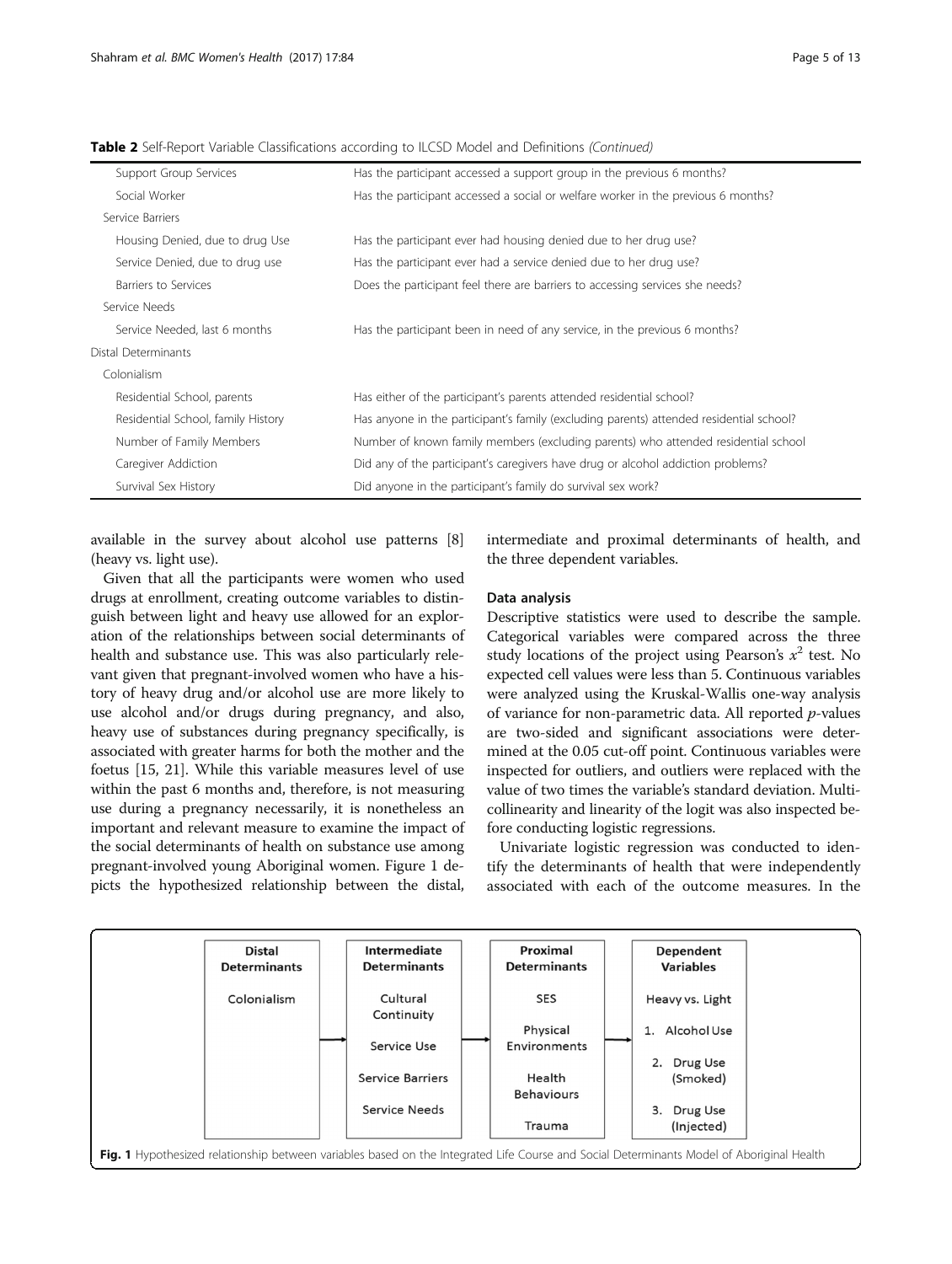**Table 2** Self-Report Variable Classifications according to ILCSD Model and Definitions *(Continued)*

| | |
|---|---|
| Support Group Services | Has the participant accessed a support group in the previous 6 months? |
| Social Worker | Has the participant accessed a social or welfare worker in the previous 6 months? |
| Service Barriers | |
| Housing Denied, due to drug Use | Has the participant ever had housing denied due to her drug use? |
| Service Denied, due to drug use | Has the participant ever had a service denied due to her drug use? |
| Barriers to Services | Does the participant feel there are barriers to accessing services she needs? |
| Service Needs | |
| Service Needed, last 6 months | Has the participant been in need of any service, in the previous 6 months? |
| Distal Determinants | |
| Colonialism | |
| Residential School, parents | Has either of the participant's parents attended residential school? |
| Residential School, family History | Has anyone in the participant's family (excluding parents) attended residential school? |
| Number of Family Members | Number of known family members (excluding parents) who attended residential school |
| Caregiver Addiction | Did any of the participant's caregivers have drug or alcohol addiction problems? |
| Survival Sex History | Did anyone in the participant's family do survival sex work? |

available in the survey about alcohol use patterns [8] (heavy vs. light use).

Given that all the participants were women who used drugs at enrollment, creating outcome variables to distinguish between light and heavy use allowed for an exploration of the relationships between social determinants of health and substance use. This was also particularly relevant given that pregnant-involved women who have a history of heavy drug and/or alcohol use are more likely to use alcohol and/or drugs during pregnancy, and also, heavy use of substances during pregnancy specifically, is associated with greater harms for both the mother and the foetus [15, 21]. While this variable measures level of use within the past 6 months and, therefore, is not measuring use during a pregnancy necessarily, it is nonetheless an important and relevant measure to examine the impact of the social determinants of health on substance use among pregnant-involved young Aboriginal women. Figure 1 depicts the hypothesized relationship between the distal, intermediate and proximal determinants of health, and the three dependent variables.

### Data analysis

Descriptive statistics were used to describe the sample. Categorical variables were compared across the three study locations of the project using Pearson's $x^2$ test. No expected cell values were less than 5. Continuous variables were analyzed using the Kruskal-Wallis one-way analysis of variance for non-parametric data. All reported $p$-values are two-sided and significant associations were determined at the 0.05 cut-off point. Continuous variables were inspected for outliers, and outliers were replaced with the value of two times the variable's standard deviation. Multicollinearity and linearity of the logit was also inspected before conducting logistic regressions.

Univariate logistic regression was conducted to identify the determinants of health that were independently associated with each of the outcome measures. In the

| Distal Determinants | | Intermediate Determinants | | Proximal Determinants | | Dependent Variables |
|---|---|---|---|---|---|---|
| Colonialism | → | Cultural Continuity<br>Service Use<br>Service Barriers<br>Service Needs | → | SES<br>Physical Environments<br>Health Behaviours<br>Trauma | → | Heavy vs. Light<br>1. Alcohol Use<br>2. Drug Use (Smoked)<br>3. Drug Use (Injected) |

**Fig. 1** Hypothesized relationship between variables based on the Integrated Life Course and Social Determinants Model of Aboriginal Health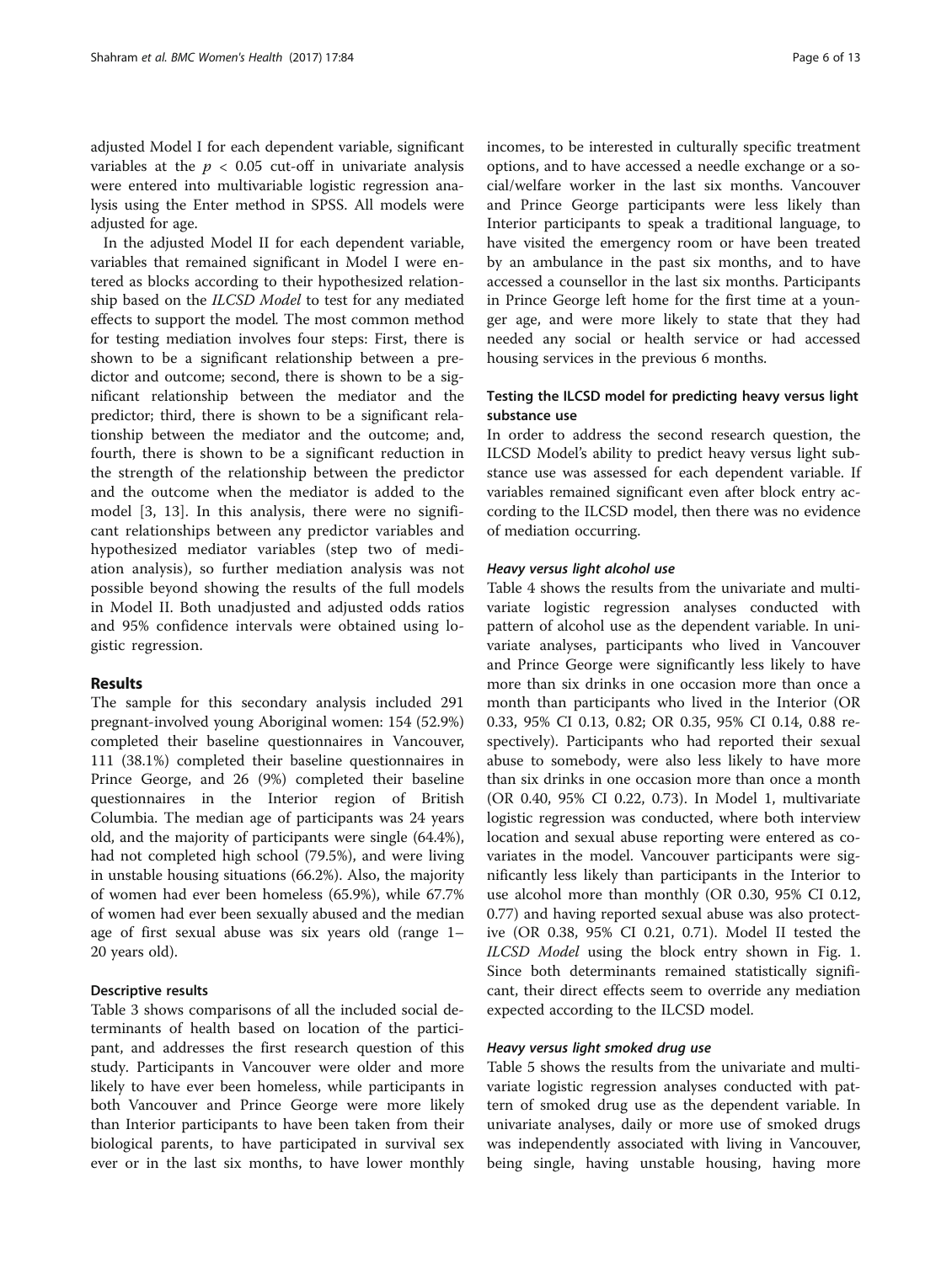adjusted Model I for each dependent variable, significant variables at the $p < 0.05$ cut-off in univariate analysis were entered into multivariable logistic regression analysis using the Enter method in SPSS. All models were adjusted for age.

In the adjusted Model II for each dependent variable, variables that remained significant in Model I were entered as blocks according to their hypothesized relationship based on the *ILCSD Model* to test for any mediated effects to support the model. The most common method for testing mediation involves four steps: First, there is shown to be a significant relationship between a predictor and outcome; second, there is shown to be a significant relationship between the mediator and the predictor; third, there is shown to be a significant relationship between the mediator and the outcome; and, fourth, there is shown to be a significant reduction in the strength of the relationship between the predictor and the outcome when the mediator is added to the model [3, 13]. In this analysis, there were no significant relationships between any predictor variables and hypothesized mediator variables (step two of mediation analysis), so further mediation analysis was not possible beyond showing the results of the full models in Model II. Both unadjusted and adjusted odds ratios and 95% confidence intervals were obtained using logistic regression.

## Results

The sample for this secondary analysis included 291 pregnant-involved young Aboriginal women: 154 (52.9%) completed their baseline questionnaires in Vancouver, 111 (38.1%) completed their baseline questionnaires in Prince George, and 26 (9%) completed their baseline questionnaires in the Interior region of British Columbia. The median age of participants was 24 years old, and the majority of participants were single (64.4%), had not completed high school (79.5%), and were living in unstable housing situations (66.2%). Also, the majority of women had ever been homeless (65.9%), while 67.7% of women had ever been sexually abused and the median age of first sexual abuse was six years old (range 1–20 years old).

### Descriptive results

Table 3 shows comparisons of all the included social determinants of health based on location of the participant, and addresses the first research question of this study. Participants in Vancouver were older and more likely to have ever been homeless, while participants in both Vancouver and Prince George were more likely than Interior participants to have been taken from their biological parents, to have participated in survival sex ever or in the last six months, to have lower monthly incomes, to be interested in culturally specific treatment options, and to have accessed a needle exchange or a social/welfare worker in the last six months. Vancouver and Prince George participants were less likely than Interior participants to speak a traditional language, to have visited the emergency room or have been treated by an ambulance in the past six months, and to have accessed a counsellor in the last six months. Participants in Prince George left home for the first time at a younger age, and were more likely to state that they had needed any social or health service or had accessed housing services in the previous 6 months.

### Testing the ILCSD model for predicting heavy versus light substance use

In order to address the second research question, the ILCSD Model's ability to predict heavy versus light substance use was assessed for each dependent variable. If variables remained significant even after block entry according to the ILCSD model, then there was no evidence of mediation occurring.

#### *Heavy versus light alcohol use*

Table 4 shows the results from the univariate and multivariate logistic regression analyses conducted with pattern of alcohol use as the dependent variable. In univariate analyses, participants who lived in Vancouver and Prince George were significantly less likely to have more than six drinks in one occasion more than once a month than participants who lived in the Interior (OR 0.33, 95% CI 0.13, 0.82; OR 0.35, 95% CI 0.14, 0.88 respectively). Participants who had reported their sexual abuse to somebody, were also less likely to have more than six drinks in one occasion more than once a month (OR 0.40, 95% CI 0.22, 0.73). In Model 1, multivariate logistic regression was conducted, where both interview location and sexual abuse reporting were entered as covariates in the model. Vancouver participants were significantly less likely than participants in the Interior to use alcohol more than monthly (OR 0.30, 95% CI 0.12, 0.77) and having reported sexual abuse was also protective (OR 0.38, 95% CI 0.21, 0.71). Model II tested the *ILCSD Model* using the block entry shown in Fig. 1. Since both determinants remained statistically significant, their direct effects seem to override any mediation expected according to the ILCSD model.

#### *Heavy versus light smoked drug use*

Table 5 shows the results from the univariate and multivariate logistic regression analyses conducted with pattern of smoked drug use as the dependent variable. In univariate analyses, daily or more use of smoked drugs was independently associated with living in Vancouver, being single, having unstable housing, having more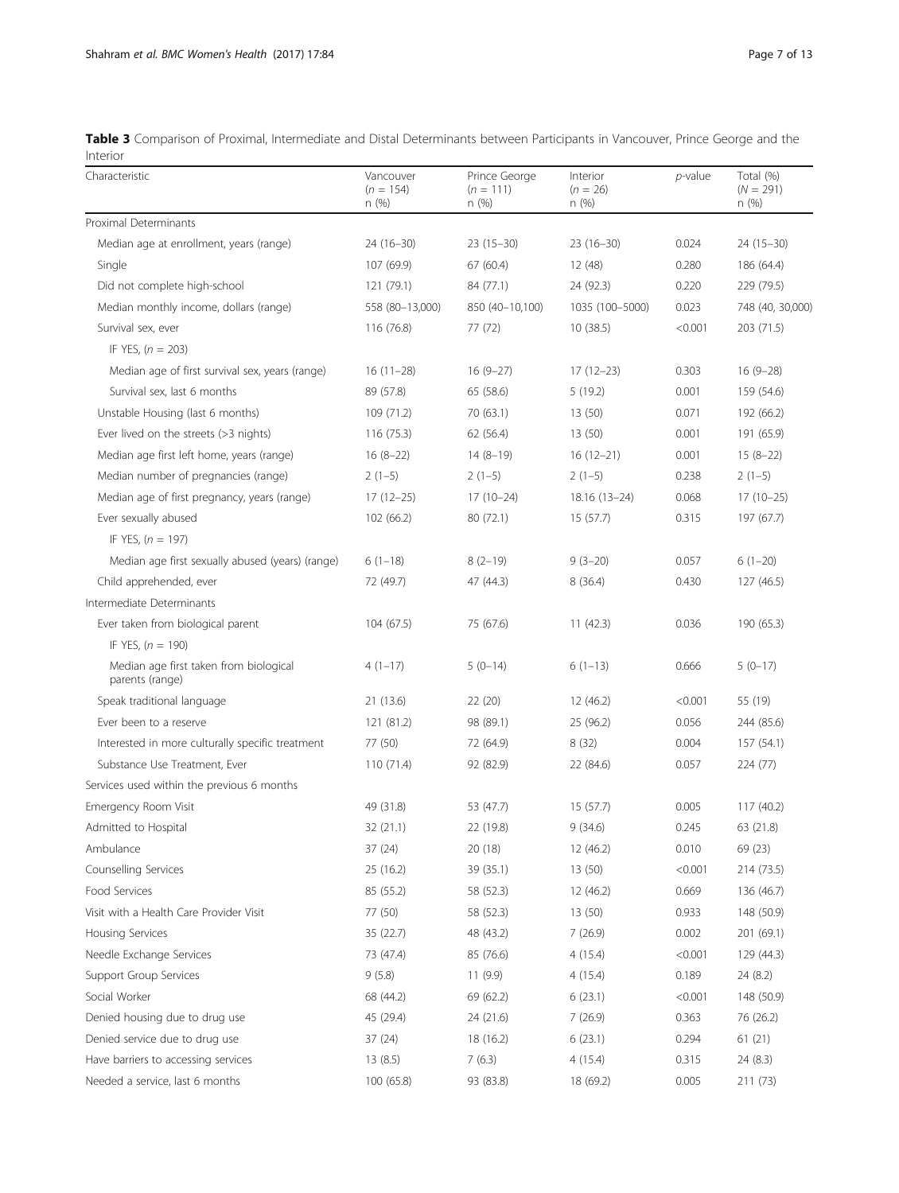**Table 3** Comparison of Proximal, Intermediate and Distal Determinants between Participants in Vancouver, Prince George and the Interior

| Characteristic | Vancouver ($n$ = 154) n (%) | Prince George ($n$ = 111) n (%) | Interior ($n$ = 26) n (%) | $p$-value | Total (%) ($N$ = 291) n (%) |
|---|---|---|---|---|---|
| Proximal Determinants | | | | | |
| Median age at enrollment, years (range) | 24 (16–30) | 23 (15–30) | 23 (16–30) | 0.024 | 24 (15–30) |
| Single | 107 (69.9) | 67 (60.4) | 12 (48) | 0.280 | 186 (64.4) |
| Did not complete high-school | 121 (79.1) | 84 (77.1) | 24 (92.3) | 0.220 | 229 (79.5) |
| Median monthly income, dollars (range) | 558 (80–13,000) | 850 (40–10,100) | 1035 (100–5000) | 0.023 | 748 (40, 30,000) |
| Survival sex, ever | 116 (76.8) | 77 (72) | 10 (38.5) | <0.001 | 203 (71.5) |
| IF YES, ($n$ = 203) | | | | | |
| Median age of first survival sex, years (range) | 16 (11–28) | 16 (9–27) | 17 (12–23) | 0.303 | 16 (9–28) |
| Survival sex, last 6 months | 89 (57.8) | 65 (58.6) | 5 (19.2) | 0.001 | 159 (54.6) |
| Unstable Housing (last 6 months) | 109 (71.2) | 70 (63.1) | 13 (50) | 0.071 | 192 (66.2) |
| Ever lived on the streets (>3 nights) | 116 (75.3) | 62 (56.4) | 13 (50) | 0.001 | 191 (65.9) |
| Median age first left home, years (range) | 16 (8–22) | 14 (8–19) | 16 (12–21) | 0.001 | 15 (8–22) |
| Median number of pregnancies (range) | 2 (1–5) | 2 (1–5) | 2 (1–5) | 0.238 | 2 (1–5) |
| Median age of first pregnancy, years (range) | 17 (12–25) | 17 (10–24) | 18.16 (13–24) | 0.068 | 17 (10–25) |
| Ever sexually abused | 102 (66.2) | 80 (72.1) | 15 (57.7) | 0.315 | 197 (67.7) |
| IF YES, ($n$ = 197) | | | | | |
| Median age first sexually abused (years) (range) | 6 (1–18) | 8 (2–19) | 9 (3–20) | 0.057 | 6 (1–20) |
| Child apprehended, ever | 72 (49.7) | 47 (44.3) | 8 (36.4) | 0.430 | 127 (46.5) |
| Intermediate Determinants | | | | | |
| Ever taken from biological parent | 104 (67.5) | 75 (67.6) | 11 (42.3) | 0.036 | 190 (65.3) |
| IF YES, ($n$ = 190) | | | | | |
| Median age first taken from biological parents (range) | 4 (1–17) | 5 (0–14) | 6 (1–13) | 0.666 | 5 (0–17) |
| Speak traditional language | 21 (13.6) | 22 (20) | 12 (46.2) | <0.001 | 55 (19) |
| Ever been to a reserve | 121 (81.2) | 98 (89.1) | 25 (96.2) | 0.056 | 244 (85.6) |
| Interested in more culturally specific treatment | 77 (50) | 72 (64.9) | 8 (32) | 0.004 | 157 (54.1) |
| Substance Use Treatment, Ever | 110 (71.4) | 92 (82.9) | 22 (84.6) | 0.057 | 224 (77) |
| Services used within the previous 6 months | | | | | |
| Emergency Room Visit | 49 (31.8) | 53 (47.7) | 15 (57.7) | 0.005 | 117 (40.2) |
| Admitted to Hospital | 32 (21.1) | 22 (19.8) | 9 (34.6) | 0.245 | 63 (21.8) |
| Ambulance | 37 (24) | 20 (18) | 12 (46.2) | 0.010 | 69 (23) |
| Counselling Services | 25 (16.2) | 39 (35.1) | 13 (50) | <0.001 | 214 (73.5) |
| Food Services | 85 (55.2) | 58 (52.3) | 12 (46.2) | 0.669 | 136 (46.7) |
| Visit with a Health Care Provider Visit | 77 (50) | 58 (52.3) | 13 (50) | 0.933 | 148 (50.9) |
| Housing Services | 35 (22.7) | 48 (43.2) | 7 (26.9) | 0.002 | 201 (69.1) |
| Needle Exchange Services | 73 (47.4) | 85 (76.6) | 4 (15.4) | <0.001 | 129 (44.3) |
| Support Group Services | 9 (5.8) | 11 (9.9) | 4 (15.4) | 0.189 | 24 (8.2) |
| Social Worker | 68 (44.2) | 69 (62.2) | 6 (23.1) | <0.001 | 148 (50.9) |
| Denied housing due to drug use | 45 (29.4) | 24 (21.6) | 7 (26.9) | 0.363 | 76 (26.2) |
| Denied service due to drug use | 37 (24) | 18 (16.2) | 6 (23.1) | 0.294 | 61 (21) |
| Have barriers to accessing services | 13 (8.5) | 7 (6.3) | 4 (15.4) | 0.315 | 24 (8.3) |
| Needed a service, last 6 months | 100 (65.8) | 93 (83.8) | 18 (69.2) | 0.005 | 211 (73) |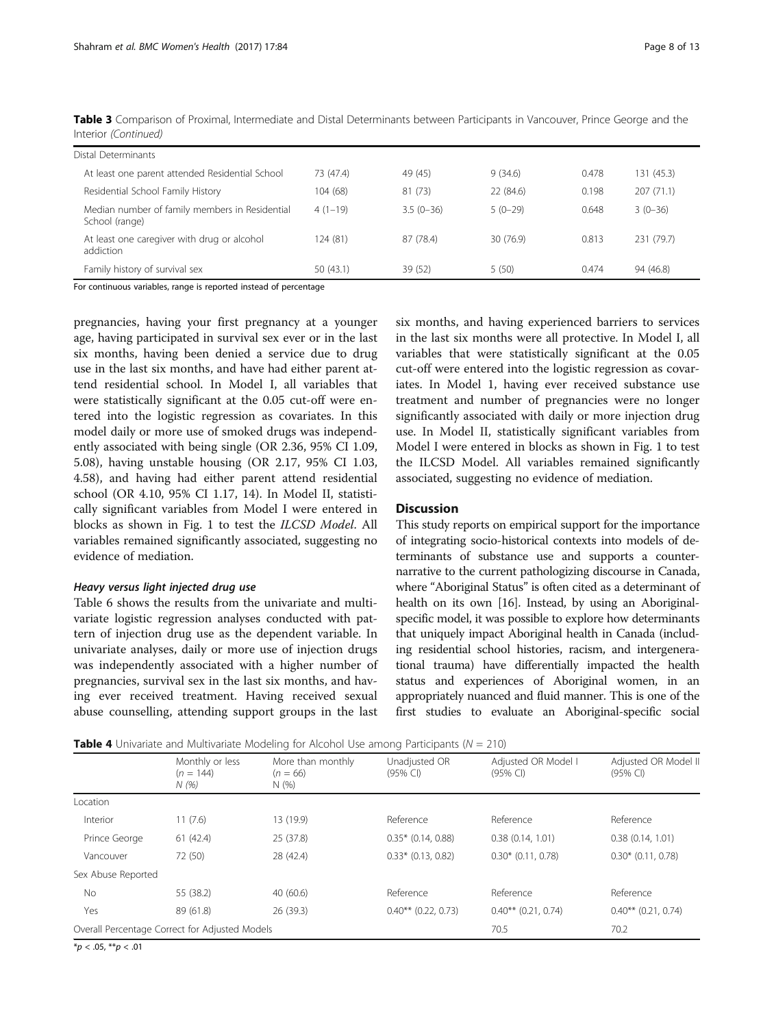**Table 3** Comparison of Proximal, Intermediate and Distal Determinants between Participants in Vancouver, Prince George and the Interior *(Continued)*

| | | | | | |
|---|---|---|---|---|---|
| Distal Determinants | | | | | |
| At least one parent attended Residential School | 73 (47.4) | 49 (45) | 9 (34.6) | 0.478 | 131 (45.3) |
| Residential School Family History | 104 (68) | 81 (73) | 22 (84.6) | 0.198 | 207 (71.1) |
| Median number of family members in Residential School (range) | 4 (1–19) | 3.5 (0–36) | 5 (0–29) | 0.648 | 3 (0–36) |
| At least one caregiver with drug or alcohol addiction | 124 (81) | 87 (78.4) | 30 (76.9) | 0.813 | 231 (79.7) |
| Family history of survival sex | 50 (43.1) | 39 (52) | 5 (50) | 0.474 | 94 (46.8) |

For continuous variables, range is reported instead of percentage

pregnancies, having your first pregnancy at a younger age, having participated in survival sex ever or in the last six months, having been denied a service due to drug use in the last six months, and have had either parent attend residential school. In Model I, all variables that were statistically significant at the 0.05 cut-off were entered into the logistic regression as covariates. In this model daily or more use of smoked drugs was independently associated with being single (OR 2.36, 95% CI 1.09, 5.08), having unstable housing (OR 2.17, 95% CI 1.03, 4.58), and having had either parent attend residential school (OR 4.10, 95% CI 1.17, 14). In Model II, statistically significant variables from Model I were entered in blocks as shown in Fig. 1 to test the *ILCSD Model*. All variables remained significantly associated, suggesting no evidence of mediation.

#### *Heavy versus light injected drug use*

Table 6 shows the results from the univariate and multivariate logistic regression analyses conducted with pattern of injection drug use as the dependent variable. In univariate analyses, daily or more use of injection drugs was independently associated with a higher number of pregnancies, survival sex in the last six months, and having ever received treatment. Having received sexual abuse counselling, attending support groups in the last six months, and having experienced barriers to services in the last six months were all protective. In Model I, all variables that were statistically significant at the 0.05 cut-off were entered into the logistic regression as covariates. In Model 1, having ever received substance use treatment and number of pregnancies were no longer significantly associated with daily or more injection drug use. In Model II, statistically significant variables from Model I were entered in blocks as shown in Fig. 1 to test the ILCSD Model. All variables remained significantly associated, suggesting no evidence of mediation.

## Discussion

This study reports on empirical support for the importance of integrating socio-historical contexts into models of determinants of substance use and supports a counter-narrative to the current pathologizing discourse in Canada, where "Aboriginal Status" is often cited as a determinant of health on its own [16]. Instead, by using an Aboriginal-specific model, it was possible to explore how determinants that uniquely impact Aboriginal health in Canada (including residential school histories, racism, and intergenerational trauma) have differentially impacted the health status and experiences of Aboriginal women, in an appropriately nuanced and fluid manner. This is one of the first studies to evaluate an Aboriginal-specific social

**Table 4** Univariate and Multivariate Modeling for Alcohol Use among Participants ($N = 210$)

| | Monthly or less ($n = 144$) *N (%)* | More than monthly ($n = 66$) N (%) | Unadjusted OR (95% CI) | Adjusted OR Model I (95% CI) | Adjusted OR Model II (95% CI) |
|---|---|---|---|---|---|
| Location | | | | | |
| Interior | 11 (7.6) | 13 (19.9) | Reference | Reference | Reference |
| Prince George | 61 (42.4) | 25 (37.8) | 0.35* (0.14, 0.88) | 0.38 (0.14, 1.01) | 0.38 (0.14, 1.01) |
| Vancouver | 72 (50) | 28 (42.4) | 0.33* (0.13, 0.82) | 0.30* (0.11, 0.78) | 0.30* (0.11, 0.78) |
| Sex Abuse Reported | | | | | |
| No | 55 (38.2) | 40 (60.6) | Reference | Reference | Reference |
| Yes | 89 (61.8) | 26 (39.3) | 0.40** (0.22, 0.73) | 0.40** (0.21, 0.74) | 0.40** (0.21, 0.74) |
| Overall Percentage Correct for Adjusted Models | | | | 70.5 | 70.2 |

*$p < .05$, **$p < .01$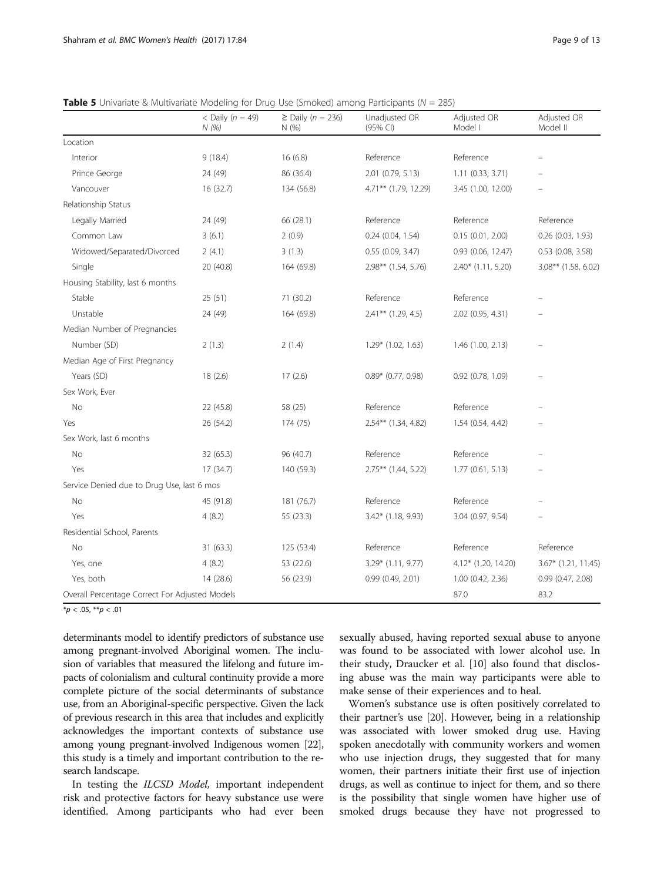**Table 5** Univariate & Multivariate Modeling for Drug Use (Smoked) among Participants ($N$ = 285)

| | < Daily ($n$ = 49) N (%) | ≥ Daily ($n$ = 236) N (%) | Unadjusted OR (95% CI) | Adjusted OR Model I | Adjusted OR Model II |
|---|---|---|---|---|---|
| Location | | | | | |
| Interior | 9 (18.4) | 16 (6.8) | Reference | Reference | – |
| Prince George | 24 (49) | 86 (36.4) | 2.01 (0.79, 5.13) | 1.11 (0.33, 3.71) | – |
| Vancouver | 16 (32.7) | 134 (56.8) | 4.71** (1.79, 12.29) | 3.45 (1.00, 12.00) | – |
| Relationship Status | | | | | |
| Legally Married | 24 (49) | 66 (28.1) | Reference | Reference | Reference |
| Common Law | 3 (6.1) | 2 (0.9) | 0.24 (0.04, 1.54) | 0.15 (0.01, 2.00) | 0.26 (0.03, 1.93) |
| Widowed/Separated/Divorced | 2 (4.1) | 3 (1.3) | 0.55 (0.09, 3.47) | 0.93 (0.06, 12.47) | 0.53 (0.08, 3.58) |
| Single | 20 (40.8) | 164 (69.8) | 2.98** (1.54, 5.76) | 2.40* (1.11, 5.20) | 3.08** (1.58, 6.02) |
| Housing Stability, last 6 months | | | | | |
| Stable | 25 (51) | 71 (30.2) | Reference | Reference | – |
| Unstable | 24 (49) | 164 (69.8) | 2.41** (1.29, 4.5) | 2.02 (0.95, 4.31) | – |
| Median Number of Pregnancies | | | | | |
| Number (SD) | 2 (1.3) | 2 (1.4) | 1.29* (1.02, 1.63) | 1.46 (1.00, 2.13) | – |
| Median Age of First Pregnancy | | | | | |
| Years (SD) | 18 (2.6) | 17 (2.6) | 0.89* (0.77, 0.98) | 0.92 (0.78, 1.09) | – |
| Sex Work, Ever | | | | | |
| No | 22 (45.8) | 58 (25) | Reference | Reference | – |
| Yes | 26 (54.2) | 174 (75) | 2.54** (1.34, 4.82) | 1.54 (0.54, 4.42) | – |
| Sex Work, last 6 months | | | | | |
| No | 32 (65.3) | 96 (40.7) | Reference | Reference | – |
| Yes | 17 (34.7) | 140 (59.3) | 2.75** (1.44, 5.22) | 1.77 (0.61, 5.13) | – |
| Service Denied due to Drug Use, last 6 mos | | | | | |
| No | 45 (91.8) | 181 (76.7) | Reference | Reference | – |
| Yes | 4 (8.2) | 55 (23.3) | 3.42* (1.18, 9.93) | 3.04 (0.97, 9.54) | – |
| Residential School, Parents | | | | | |
| No | 31 (63.3) | 125 (53.4) | Reference | Reference | Reference |
| Yes, one | 4 (8.2) | 53 (22.6) | 3.29* (1.11, 9.77) | 4.12* (1.20, 14.20) | 3.67* (1.21, 11.45) |
| Yes, both | 14 (28.6) | 56 (23.9) | 0.99 (0.49, 2.01) | 1.00 (0.42, 2.36) | 0.99 (0.47, 2.08) |
| Overall Percentage Correct For Adjusted Models | | | | 87.0 | 83.2 |

*$p < .05$, **$p < .01$

determinants model to identify predictors of substance use among pregnant-involved Aboriginal women. The inclusion of variables that measured the lifelong and future impacts of colonialism and cultural continuity provide a more complete picture of the social determinants of substance use, from an Aboriginal-specific perspective. Given the lack of previous research in this area that includes and explicitly acknowledges the important contexts of substance use among young pregnant-involved Indigenous women [22], this study is a timely and important contribution to the research landscape.

In testing the *ILCSD Model,* important independent risk and protective factors for heavy substance use were identified. Among participants who had ever been sexually abused, having reported sexual abuse to anyone was found to be associated with lower alcohol use. In their study, Draucker et al. [10] also found that disclosing abuse was the main way participants were able to make sense of their experiences and to heal.

Women's substance use is often positively correlated to their partner's use [20]. However, being in a relationship was associated with lower smoked drug use. Having spoken anecdotally with community workers and women who use injection drugs, they suggested that for many women, their partners initiate their first use of injection drugs, as well as continue to inject for them, and so there is the possibility that single women have higher use of smoked drugs because they have not progressed to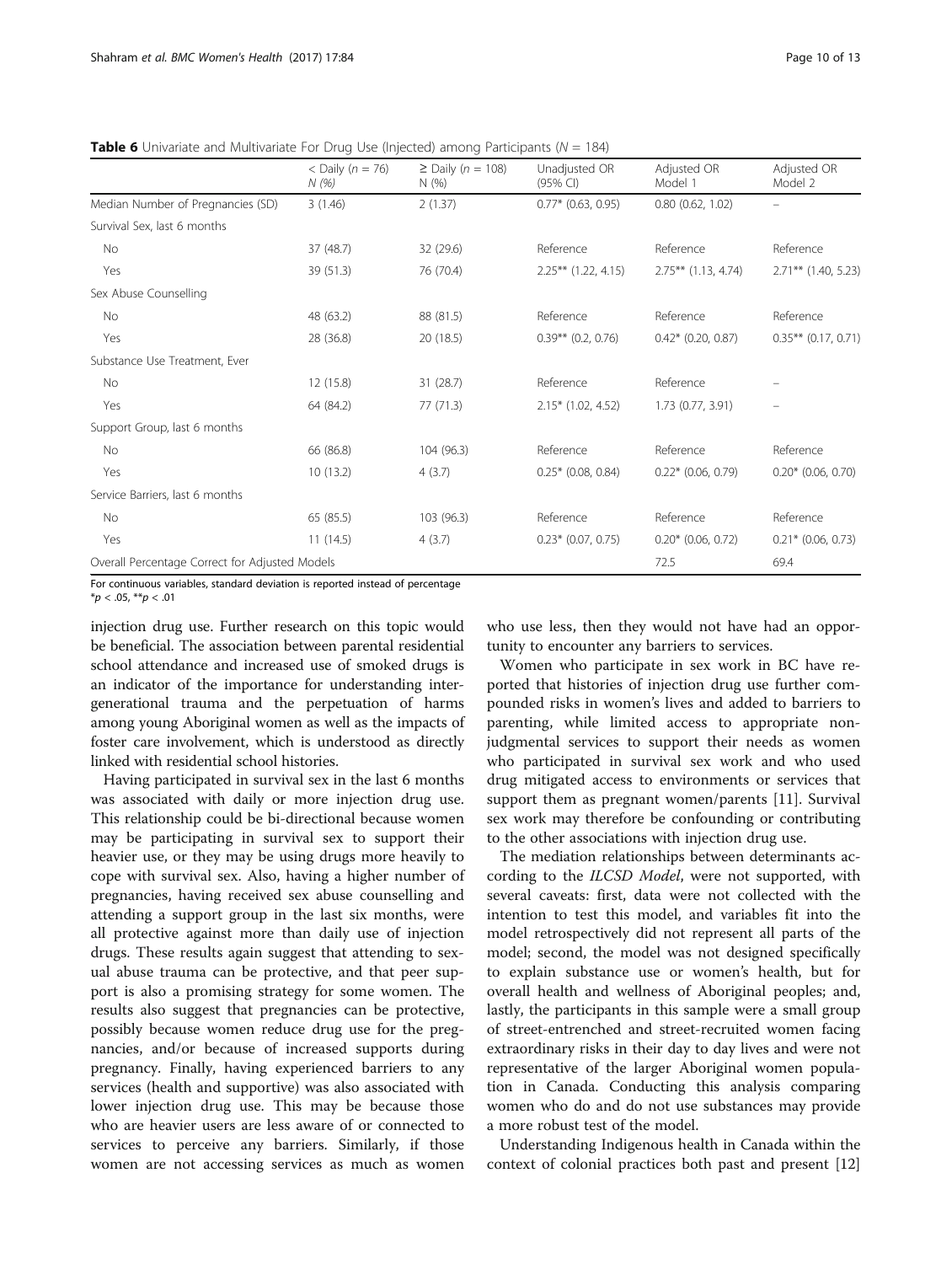**Table 6** Univariate and Multivariate For Drug Use (Injected) among Participants ($N = 184$)

| | < Daily ($n = 76$) N (%) | ≥ Daily ($n = 108$) N (%) | Unadjusted OR (95% CI) | Adjusted OR Model 1 | Adjusted OR Model 2 |
|---|---|---|---|---|---|
| Median Number of Pregnancies (SD) | 3 (1.46) | 2 (1.37) | 0.77* (0.63, 0.95) | 0.80 (0.62, 1.02) | – |
| Survival Sex, last 6 months | | | | | |
| No | 37 (48.7) | 32 (29.6) | Reference | Reference | Reference |
| Yes | 39 (51.3) | 76 (70.4) | 2.25** (1.22, 4.15) | 2.75** (1.13, 4.74) | 2.71** (1.40, 5.23) |
| Sex Abuse Counselling | | | | | |
| No | 48 (63.2) | 88 (81.5) | Reference | Reference | Reference |
| Yes | 28 (36.8) | 20 (18.5) | 0.39** (0.2, 0.76) | 0.42* (0.20, 0.87) | 0.35** (0.17, 0.71) |
| Substance Use Treatment, Ever | | | | | |
| No | 12 (15.8) | 31 (28.7) | Reference | Reference | – |
| Yes | 64 (84.2) | 77 (71.3) | 2.15* (1.02, 4.52) | 1.73 (0.77, 3.91) | – |
| Support Group, last 6 months | | | | | |
| No | 66 (86.8) | 104 (96.3) | Reference | Reference | Reference |
| Yes | 10 (13.2) | 4 (3.7) | 0.25* (0.08, 0.84) | 0.22* (0.06, 0.79) | 0.20* (0.06, 0.70) |
| Service Barriers, last 6 months | | | | | |
| No | 65 (85.5) | 103 (96.3) | Reference | Reference | Reference |
| Yes | 11 (14.5) | 4 (3.7) | 0.23* (0.07, 0.75) | 0.20* (0.06, 0.72) | 0.21* (0.06, 0.73) |
| Overall Percentage Correct for Adjusted Models | | | | 72.5 | 69.4 |

For continuous variables, standard deviation is reported instead of percentage
*$p < .05$, **$p < .01$

injection drug use. Further research on this topic would be beneficial. The association between parental residential school attendance and increased use of smoked drugs is an indicator of the importance for understanding intergenerational trauma and the perpetuation of harms among young Aboriginal women as well as the impacts of foster care involvement, which is understood as directly linked with residential school histories.

Having participated in survival sex in the last 6 months was associated with daily or more injection drug use. This relationship could be bi-directional because women may be participating in survival sex to support their heavier use, or they may be using drugs more heavily to cope with survival sex. Also, having a higher number of pregnancies, having received sex abuse counselling and attending a support group in the last six months, were all protective against more than daily use of injection drugs. These results again suggest that attending to sexual abuse trauma can be protective, and that peer support is also a promising strategy for some women. The results also suggest that pregnancies can be protective, possibly because women reduce drug use for the pregnancies, and/or because of increased supports during pregnancy. Finally, having experienced barriers to any services (health and supportive) was also associated with lower injection drug use. This may be because those who are heavier users are less aware of or connected to services to perceive any barriers. Similarly, if those women are not accessing services as much as women who use less, then they would not have had an opportunity to encounter any barriers to services.

Women who participate in sex work in BC have reported that histories of injection drug use further compounded risks in women's lives and added to barriers to parenting, while limited access to appropriate non-judgmental services to support their needs as women who participated in survival sex work and who used drug mitigated access to environments or services that support them as pregnant women/parents [11]. Survival sex work may therefore be confounding or contributing to the other associations with injection drug use.

The mediation relationships between determinants according to the *ILCSD Model*, were not supported, with several caveats: first, data were not collected with the intention to test this model, and variables fit into the model retrospectively did not represent all parts of the model; second, the model was not designed specifically to explain substance use or women's health, but for overall health and wellness of Aboriginal peoples; and, lastly, the participants in this sample were a small group of street-entrenched and street-recruited women facing extraordinary risks in their day to day lives and were not representative of the larger Aboriginal women population in Canada. Conducting this analysis comparing women who do and do not use substances may provide a more robust test of the model.

Understanding Indigenous health in Canada within the context of colonial practices both past and present [12]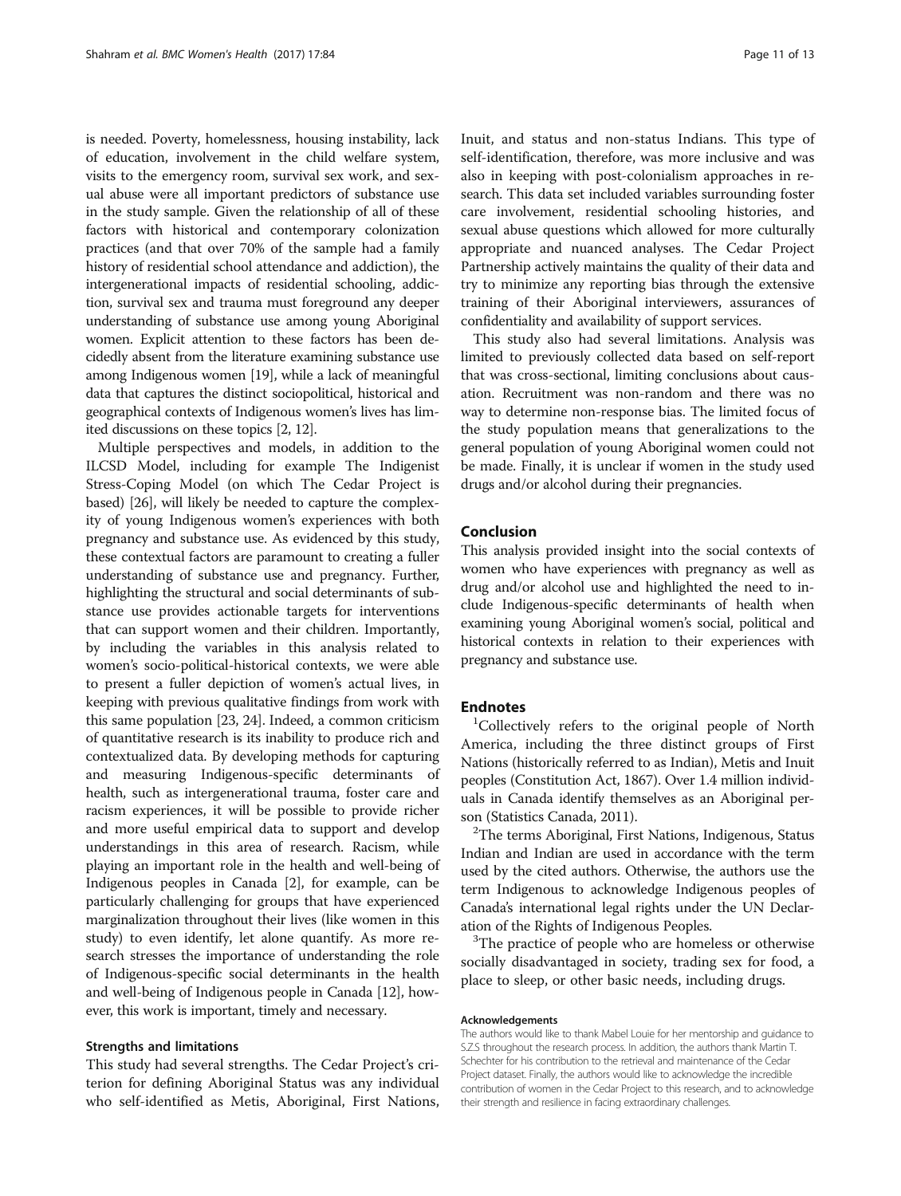is needed. Poverty, homelessness, housing instability, lack of education, involvement in the child welfare system, visits to the emergency room, survival sex work, and sexual abuse were all important predictors of substance use in the study sample. Given the relationship of all of these factors with historical and contemporary colonization practices (and that over 70% of the sample had a family history of residential school attendance and addiction), the intergenerational impacts of residential schooling, addiction, survival sex and trauma must foreground any deeper understanding of substance use among young Aboriginal women. Explicit attention to these factors has been decidedly absent from the literature examining substance use among Indigenous women [19], while a lack of meaningful data that captures the distinct sociopolitical, historical and geographical contexts of Indigenous women's lives has limited discussions on these topics [2, 12].

Multiple perspectives and models, in addition to the ILCSD Model, including for example The Indigenist Stress-Coping Model (on which The Cedar Project is based) [26], will likely be needed to capture the complexity of young Indigenous women's experiences with both pregnancy and substance use. As evidenced by this study, these contextual factors are paramount to creating a fuller understanding of substance use and pregnancy. Further, highlighting the structural and social determinants of substance use provides actionable targets for interventions that can support women and their children. Importantly, by including the variables in this analysis related to women's socio-political-historical contexts, we were able to present a fuller depiction of women's actual lives, in keeping with previous qualitative findings from work with this same population [23, 24]. Indeed, a common criticism of quantitative research is its inability to produce rich and contextualized data. By developing methods for capturing and measuring Indigenous-specific determinants of health, such as intergenerational trauma, foster care and racism experiences, it will be possible to provide richer and more useful empirical data to support and develop understandings in this area of research. Racism, while playing an important role in the health and well-being of Indigenous peoples in Canada [2], for example, can be particularly challenging for groups that have experienced marginalization throughout their lives (like women in this study) to even identify, let alone quantify. As more research stresses the importance of understanding the role of Indigenous-specific social determinants in the health and well-being of Indigenous people in Canada [12], however, this work is important, timely and necessary.

### Strengths and limitations

This study had several strengths. The Cedar Project's criterion for defining Aboriginal Status was any individual who self-identified as Metis, Aboriginal, First Nations, Inuit, and status and non-status Indians. This type of self-identification, therefore, was more inclusive and was also in keeping with post-colonialism approaches in research. This data set included variables surrounding foster care involvement, residential schooling histories, and sexual abuse questions which allowed for more culturally appropriate and nuanced analyses. The Cedar Project Partnership actively maintains the quality of their data and try to minimize any reporting bias through the extensive training of their Aboriginal interviewers, assurances of confidentiality and availability of support services.

This study also had several limitations. Analysis was limited to previously collected data based on self-report that was cross-sectional, limiting conclusions about causation. Recruitment was non-random and there was no way to determine non-response bias. The limited focus of the study population means that generalizations to the general population of young Aboriginal women could not be made. Finally, it is unclear if women in the study used drugs and/or alcohol during their pregnancies.

## Conclusion

This analysis provided insight into the social contexts of women who have experiences with pregnancy as well as drug and/or alcohol use and highlighted the need to include Indigenous-specific determinants of health when examining young Aboriginal women's social, political and historical contexts in relation to their experiences with pregnancy and substance use.

## Endnotes

[1]Collectively refers to the original people of North America, including the three distinct groups of First Nations (historically referred to as Indian), Metis and Inuit peoples (Constitution Act, 1867). Over 1.4 million individuals in Canada identify themselves as an Aboriginal person (Statistics Canada, 2011).

[2]The terms Aboriginal, First Nations, Indigenous, Status Indian and Indian are used in accordance with the term used by the cited authors. Otherwise, the authors use the term Indigenous to acknowledge Indigenous peoples of Canada's international legal rights under the UN Declaration of the Rights of Indigenous Peoples.

[3]The practice of people who are homeless or otherwise socially disadvantaged in society, trading sex for food, a place to sleep, or other basic needs, including drugs.

#### Acknowledgements

The authors would like to thank Mabel Louie for her mentorship and guidance to S.Z.S throughout the research process. In addition, the authors thank Martin T. Schechter for his contribution to the retrieval and maintenance of the Cedar Project dataset. Finally, the authors would like to acknowledge the incredible contribution of women in the Cedar Project to this research, and to acknowledge their strength and resilience in facing extraordinary challenges.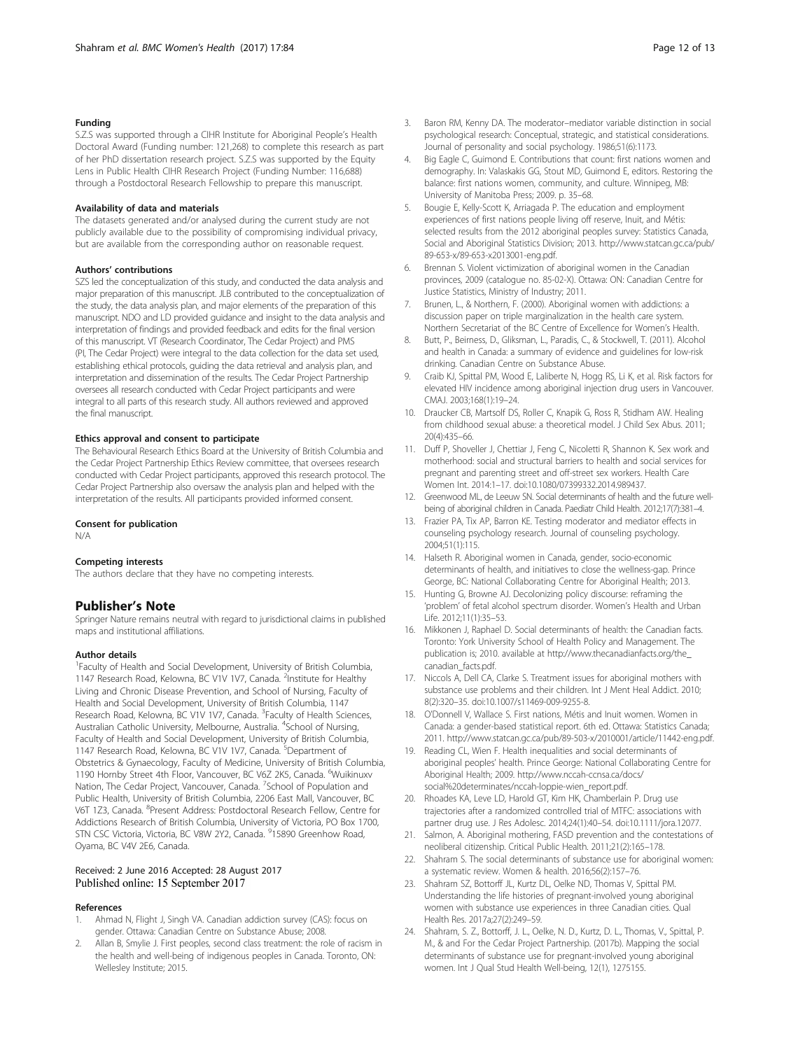#### Funding

S.Z.S was supported through a CIHR Institute for Aboriginal People's Health Doctoral Award (Funding number: 121,268) to complete this research as part of her PhD dissertation research project. S.Z.S was supported by the Equity Lens in Public Health CIHR Research Project (Funding Number: 116,688) through a Postdoctoral Research Fellowship to prepare this manuscript.

#### Availability of data and materials

The datasets generated and/or analysed during the current study are not publicly available due to the possibility of compromising individual privacy, but are available from the corresponding author on reasonable request.

#### Authors' contributions

SZS led the conceptualization of this study, and conducted the data analysis and major preparation of this manuscript. JLB contributed to the conceptualization of the study, the data analysis plan, and major elements of the preparation of this manuscript. NDO and LD provided guidance and insight to the data analysis and interpretation of findings and provided feedback and edits for the final version of this manuscript. VT (Research Coordinator, The Cedar Project) and PMS (PI, The Cedar Project) were integral to the data collection for the data set used, establishing ethical protocols, guiding the data retrieval and analysis plan, and interpretation and dissemination of the results. The Cedar Project Partnership oversees all research conducted with Cedar Project participants and were integral to all parts of this research study. All authors reviewed and approved the final manuscript.

#### Ethics approval and consent to participate

The Behavioural Research Ethics Board at the University of British Columbia and the Cedar Project Partnership Ethics Review committee, that oversees research conducted with Cedar Project participants, approved this research protocol. The Cedar Project Partnership also oversaw the analysis plan and helped with the interpretation of the results. All participants provided informed consent.

#### Consent for publication

N/A

#### Competing interests

The authors declare that they have no competing interests.

## Publisher's Note

Springer Nature remains neutral with regard to jurisdictional claims in published maps and institutional affiliations.

#### Author details

[1]Faculty of Health and Social Development, University of British Columbia, 1147 Research Road, Kelowna, BC V1V 1V7, Canada. [2]Institute for Healthy Living and Chronic Disease Prevention, and School of Nursing, Faculty of Health and Social Development, University of British Columbia, 1147 Research Road, Kelowna, BC V1V 1V7, Canada. [3]Faculty of Health Sciences, Australian Catholic University, Melbourne, Australia. [4]School of Nursing, Faculty of Health and Social Development, University of British Columbia, 1147 Research Road, Kelowna, BC V1V 1V7, Canada. [5]Department of Obstetrics & Gynaecology, Faculty of Medicine, University of British Columbia, 1190 Hornby Street 4th Floor, Vancouver, BC V6Z 2K5, Canada. [6]Wuikinuxv Nation, The Cedar Project, Vancouver, Canada. [7]School of Population and Public Health, University of British Columbia, 2206 East Mall, Vancouver, BC V6T 1Z3, Canada. [8]Present Address: Postdoctoral Research Fellow, Centre for Addictions Research of British Columbia, University of Victoria, PO Box 1700, STN CSC Victoria, Victoria, BC V8W 2Y2, Canada. [9]15890 Greenhow Road, Oyama, BC V4V 2E6, Canada.

Received: 2 June 2016 Accepted: 28 August 2017
Published online: 15 September 2017

#### References

1. Ahmad N, Flight J, Singh VA. Canadian addiction survey (CAS): focus on gender. Ottawa: Canadian Centre on Substance Abuse; 2008.
2. Allan B, Smylie J. First peoples, second class treatment: the role of racism in the health and well-being of indigenous peoples in Canada. Toronto, ON: Wellesley Institute; 2015.
3. Baron RM, Kenny DA. The moderator–mediator variable distinction in social psychological research: Conceptual, strategic, and statistical considerations. Journal of personality and social psychology. 1986;51(6):1173.
4. Big Eagle C, Guimond E. Contributions that count: first nations women and demography. In: Valaskakis GG, Stout MD, Guimond E, editors. Restoring the balance: first nations women, community, and culture. Winnipeg, MB: University of Manitoba Press; 2009. p. 35–68.
5. Bougie E, Kelly-Scott K, Arriagada P. The education and employment experiences of first nations people living off reserve, Inuit, and Métis: selected results from the 2012 aboriginal peoples survey: Statistics Canada, Social and Aboriginal Statistics Division; 2013. http://www.statcan.gc.ca/pub/89-653-x/89-653-x2013001-eng.pdf.
6. Brennan S. Violent victimization of aboriginal women in the Canadian provinces, 2009 (catalogue no. 85-02-X). Ottawa: ON: Canadian Centre for Justice Statistics, Ministry of Industry; 2011.
7. Brunen, L., & Northern, F. (2000). Aboriginal women with addictions: a discussion paper on triple marginalization in the health care system. Northern Secretariat of the BC Centre of Excellence for Women's Health.
8. Butt, P., Beirness, D., Gliksman, L., Paradis, C., & Stockwell, T. (2011). Alcohol and health in Canada: a summary of evidence and guidelines for low-risk drinking. Canadian Centre on Substance Abuse.
9. Craib KJ, Spittal PM, Wood E, Laliberte N, Hogg RS, Li K, et al. Risk factors for elevated HIV incidence among aboriginal injection drug users in Vancouver. CMAJ. 2003;168(1):19–24.
10. Draucker CB, Martsolf DS, Roller C, Knapik G, Ross R, Stidham AW. Healing from childhood sexual abuse: a theoretical model. J Child Sex Abus. 2011; 20(4):435–66.
11. Duff P, Shoveller J, Chettiar J, Feng C, Nicoletti R, Shannon K. Sex work and motherhood: social and structural barriers to health and social services for pregnant and parenting street and off-street sex workers. Health Care Women Int. 2014:1–17. doi:10.1080/07399332.2014.989437.
12. Greenwood ML, de Leeuw SN. Social determinants of health and the future well-being of aboriginal children in Canada. Paediatr Child Health. 2012;17(7):381–4.
13. Frazier PA, Tix AP, Barron KE. Testing moderator and mediator effects in counseling psychology research. Journal of counseling psychology. 2004;51(1):115.
14. Halseth R. Aboriginal women in Canada, gender, socio-economic determinants of health, and initiatives to close the wellness-gap. Prince George, BC: National Collaborating Centre for Aboriginal Health; 2013.
15. Hunting G, Browne AJ. Decolonizing policy discourse: reframing the 'problem' of fetal alcohol spectrum disorder. Women's Health and Urban Life. 2012;11(1):35–53.
16. Mikkonen J, Raphael D. Social determinants of health: the Canadian facts. Toronto: York University School of Health Policy and Management. The publication is; 2010. available at http://www.thecanadianfacts.org/the_canadian_facts.pdf.
17. Niccols A, Dell CA, Clarke S. Treatment issues for aboriginal mothers with substance use problems and their children. Int J Ment Heal Addict. 2010; 8(2):320–35. doi:10.1007/s11469-009-9255-8.
18. O'Donnell V, Wallace S. First nations, Métis and Inuit women. Women in Canada: a gender-based statistical report. 6th ed. Ottawa: Statistics Canada; 2011. http://www.statcan.gc.ca/pub/89-503-x/2010001/article/11442-eng.pdf.
19. Reading CL, Wien F. Health inequalities and social determinants of aboriginal peoples' health. Prince George: National Collaborating Centre for Aboriginal Health; 2009. http://www.nccah-ccnsa.ca/docs/social%20determinates/nccah-loppie-wien_report.pdf.
20. Rhoades KA, Leve LD, Harold GT, Kim HK, Chamberlain P. Drug use trajectories after a randomized controlled trial of MTFC: associations with partner drug use. J Res Adolesc. 2014;24(1):40–54. doi:10.1111/jora.12077.
21. Salmon, A. Aboriginal mothering, FASD prevention and the contestations of neoliberal citizenship. Critical Public Health. 2011;21(2):165–178.
22. Shahram S. The social determinants of substance use for aboriginal women: a systematic review. Women & health. 2016;56(2):157–76.
23. Shahram SZ, Bottorff JL, Kurtz DL, Oelke ND, Thomas V, Spittal PM. Understanding the life histories of pregnant-involved young aboriginal women with substance use experiences in three Canadian cities. Qual Health Res. 2017a;27(2):249–59.
24. Shahram, S. Z., Bottorff, J. L., Oelke, N. D., Kurtz, D. L., Thomas, V., Spittal, P. M., & and For the Cedar Project Partnership. (2017b). Mapping the social determinants of substance use for pregnant-involved young aboriginal women. Int J Qual Stud Health Well-being, 12(1), 1275155.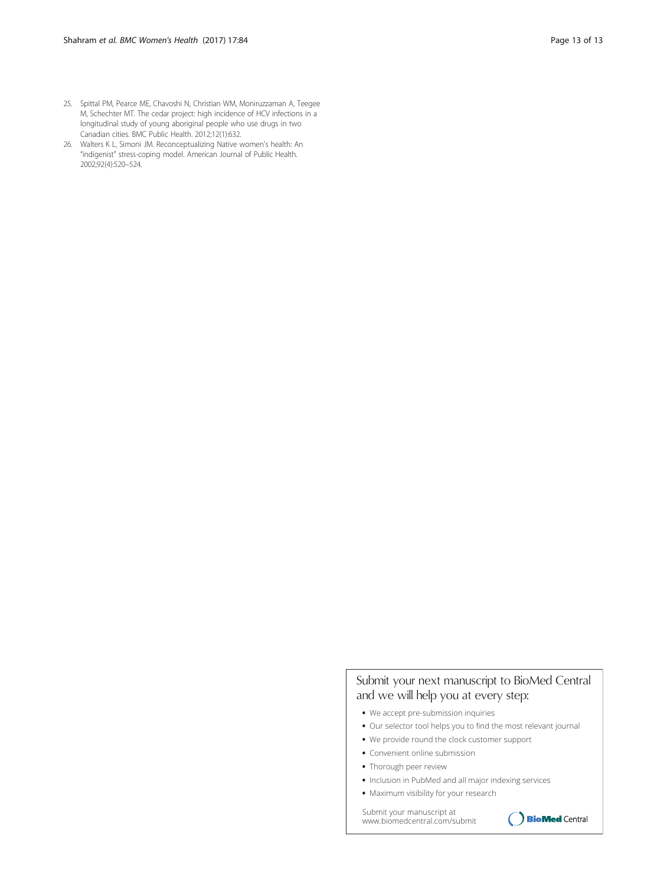25. Spittal PM, Pearce ME, Chavoshi N, Christian WM, Moniruzzaman A, Teegee M, Schechter MT. The cedar project: high incidence of HCV infections in a longitudinal study of young aboriginal people who use drugs in two Canadian cities. BMC Public Health. 2012;12(1):632.
26. Walters K L, Simoni JM. Reconceptualizing Native women's health: An "indigenist" stress-coping model. American Journal of Public Health. 2002;92(4):520–524.

Submit your next manuscript to BioMed Central and we will help you at every step:

- We accept pre-submission inquiries
- Our selector tool helps you to find the most relevant journal
- We provide round the clock customer support
- Convenient online submission
- Thorough peer review
- Inclusion in PubMed and all major indexing services
- Maximum visibility for your research

Submit your manuscript at
www.biomedcentral.com/submit

BioMed Central